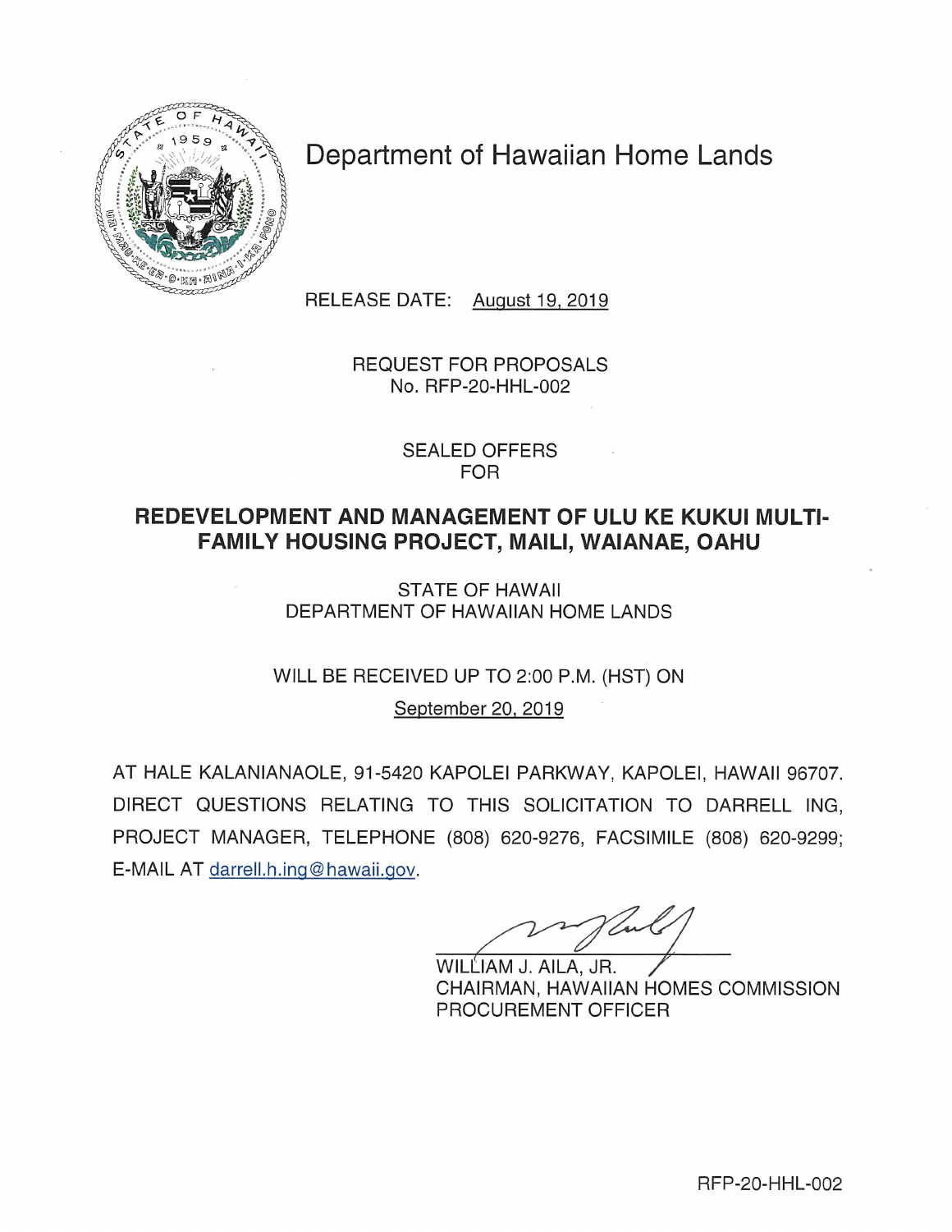# Department of Hawaiian Home Lands

RELEASE DATE: August 19, 2019

REQUEST FOR PROPOSALS
No. RFP-20-HHL-002

SEALED OFFERS
FOR

## REDEVELOPMENT AND MANAGEMENT OF ULU KE KUKUI MULTI-FAMILY HOUSING PROJECT, MAILI, WAIANAE, OAHU

STATE OF HAWAII
DEPARTMENT OF HAWAIIAN HOME LANDS

WILL BE RECEIVED UP TO 2:00 P.M. (HST) ON
September 20, 2019

AT HALE KALANIANAOLE, 91-5420 KAPOLEI PARKWAY, KAPOLEI, HAWAII 96707. DIRECT QUESTIONS RELATING TO THIS SOLICITATION TO DARRELL ING, PROJECT MANAGER, TELEPHONE (808) 620-9276, FACSIMILE (808) 620-9299; E-MAIL AT darrell.h.ing@hawaii.gov.

WILLIAM J. AILA, JR.
CHAIRMAN, HAWAIIAN HOMES COMMISSION
PROCUREMENT OFFICER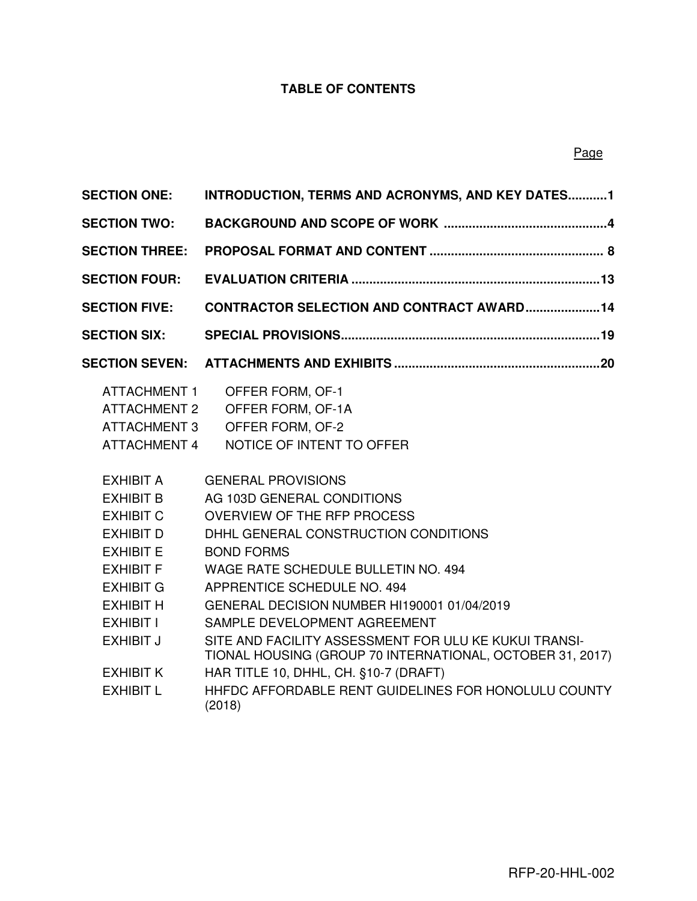# TABLE OF CONTENTS

| | | Page |
|---|---|---|
| **SECTION ONE:** | **INTRODUCTION, TERMS AND ACRONYMS, AND KEY DATES** | **1** |
| **SECTION TWO:** | **BACKGROUND AND SCOPE OF WORK** | **4** |
| **SECTION THREE:** | **PROPOSAL FORMAT AND CONTENT** | **8** |
| **SECTION FOUR:** | **EVALUATION CRITERIA** | **13** |
| **SECTION FIVE:** | **CONTRACTOR SELECTION AND CONTRACT AWARD** | **14** |
| **SECTION SIX:** | **SPECIAL PROVISIONS** | **19** |
| **SECTION SEVEN:** | **ATTACHMENTS AND EXHIBITS** | **20** |

| | |
|---|---|
| ATTACHMENT 1 | OFFER FORM, OF-1 |
| ATTACHMENT 2 | OFFER FORM, OF-1A |
| ATTACHMENT 3 | OFFER FORM, OF-2 |
| ATTACHMENT 4 | NOTICE OF INTENT TO OFFER |

| | |
|---|---|
| EXHIBIT A | GENERAL PROVISIONS |
| EXHIBIT B | AG 103D GENERAL CONDITIONS |
| EXHIBIT C | OVERVIEW OF THE RFP PROCESS |
| EXHIBIT D | DHHL GENERAL CONSTRUCTION CONDITIONS |
| EXHIBIT E | BOND FORMS |
| EXHIBIT F | WAGE RATE SCHEDULE BULLETIN NO. 494 |
| EXHIBIT G | APPRENTICE SCHEDULE NO. 494 |
| EXHIBIT H | GENERAL DECISION NUMBER HI190001 01/04/2019 |
| EXHIBIT I | SAMPLE DEVELOPMENT AGREEMENT |
| EXHIBIT J | SITE AND FACILITY ASSESSMENT FOR ULU KE KUKUI TRANSITIONAL HOUSING (GROUP 70 INTERNATIONAL, OCTOBER 31, 2017) |
| EXHIBIT K | HAR TITLE 10, DHHL, CH. §10-7 (DRAFT) |
| EXHIBIT L | HHFDC AFFORDABLE RENT GUIDELINES FOR HONOLULU COUNTY (2018) |

RFP-20-HHL-002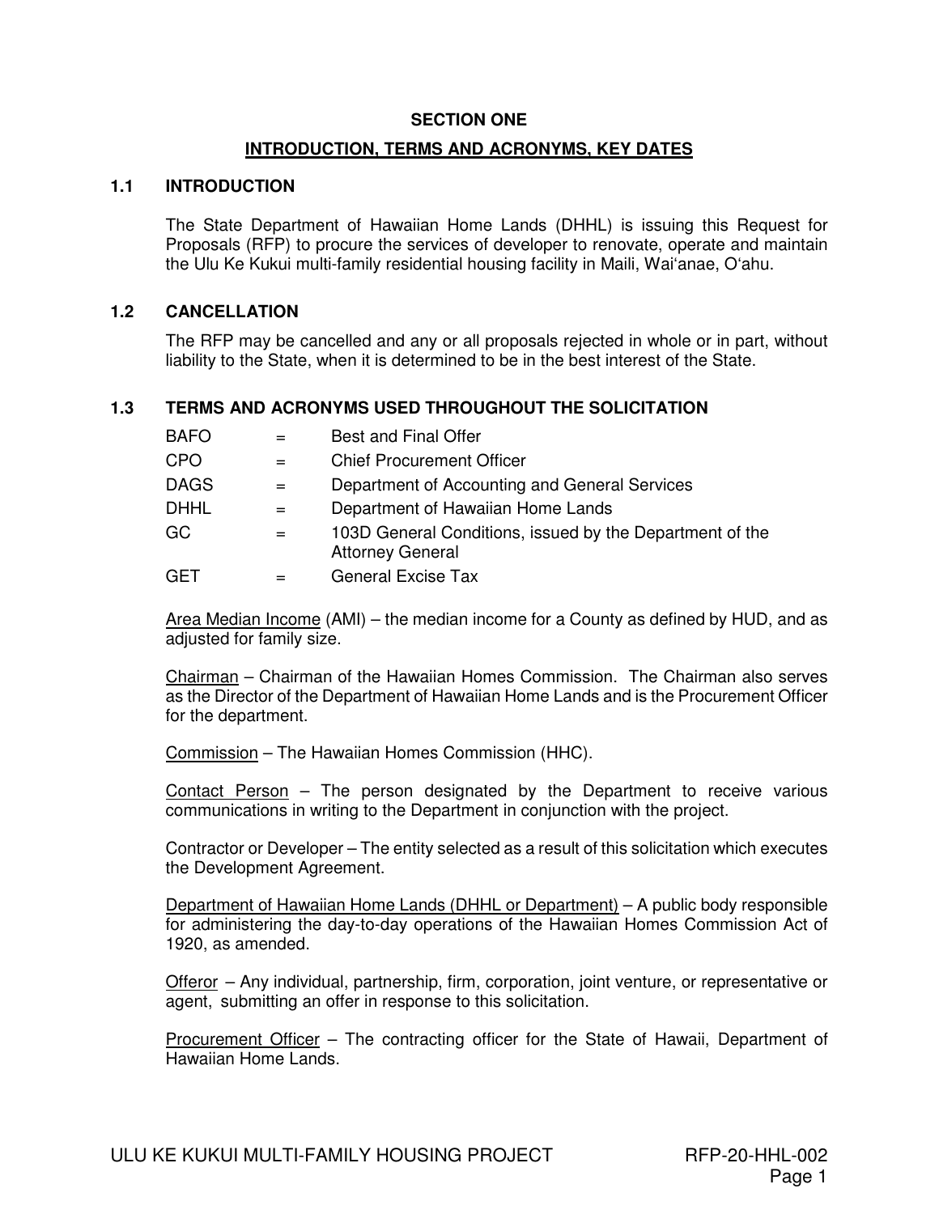## SECTION ONE

## INTRODUCTION, TERMS AND ACRONYMS, KEY DATES

### 1.1 INTRODUCTION

The State Department of Hawaiian Home Lands (DHHL) is issuing this Request for Proposals (RFP) to procure the services of developer to renovate, operate and maintain the Ulu Ke Kukui multi-family residential housing facility in Maili, Waiʻanae, Oʻahu.

### 1.2 CANCELLATION

The RFP may be cancelled and any or all proposals rejected in whole or in part, without liability to the State, when it is determined to be in the best interest of the State.

### 1.3 TERMS AND ACRONYMS USED THROUGHOUT THE SOLICITATION

| | | |
|---|---|---|
| BAFO | = | Best and Final Offer |
| CPO | = | Chief Procurement Officer |
| DAGS | = | Department of Accounting and General Services |
| DHHL | = | Department of Hawaiian Home Lands |
| GC | = | 103D General Conditions, issued by the Department of the Attorney General |
| GET | = | General Excise Tax |

Area Median Income (AMI) – the median income for a County as defined by HUD, and as adjusted for family size.

Chairman – Chairman of the Hawaiian Homes Commission. The Chairman also serves as the Director of the Department of Hawaiian Home Lands and is the Procurement Officer for the department.

Commission – The Hawaiian Homes Commission (HHC).

Contact Person – The person designated by the Department to receive various communications in writing to the Department in conjunction with the project.

Contractor or Developer – The entity selected as a result of this solicitation which executes the Development Agreement.

Department of Hawaiian Home Lands (DHHL or Department) – A public body responsible for administering the day-to-day operations of the Hawaiian Homes Commission Act of 1920, as amended.

Offeror – Any individual, partnership, firm, corporation, joint venture, or representative or agent, submitting an offer in response to this solicitation.

Procurement Officer – The contracting officer for the State of Hawaii, Department of Hawaiian Home Lands.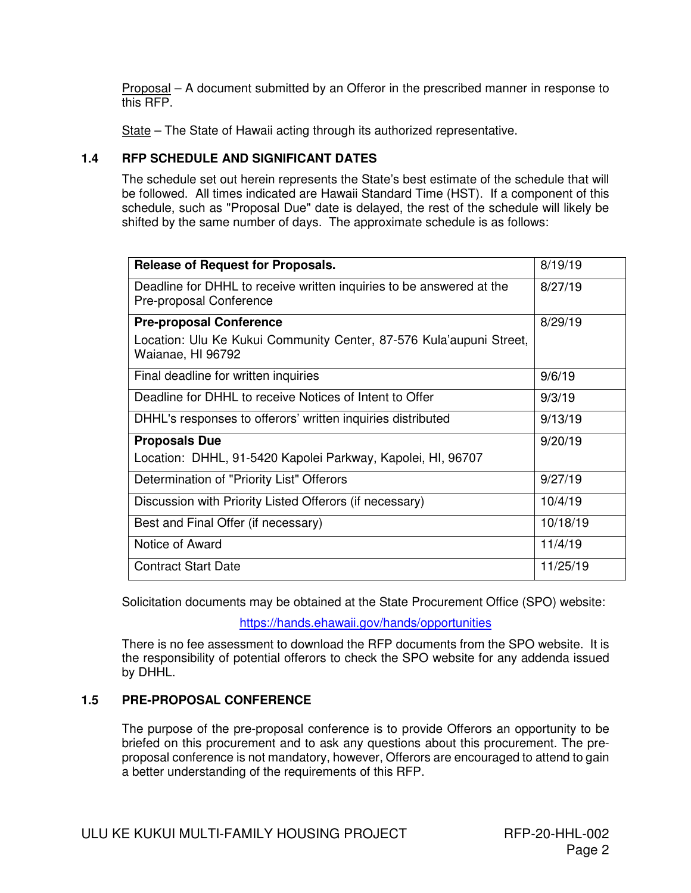Proposal – A document submitted by an Offeror in the prescribed manner in response to this RFP.

State – The State of Hawaii acting through its authorized representative.

### 1.4 RFP SCHEDULE AND SIGNIFICANT DATES

The schedule set out herein represents the State's best estimate of the schedule that will be followed. All times indicated are Hawaii Standard Time (HST). If a component of this schedule, such as "Proposal Due" date is delayed, the rest of the schedule will likely be shifted by the same number of days. The approximate schedule is as follows:

| **Release of Request for Proposals.** | 8/19/19 |
|---|---|
| Deadline for DHHL to receive written inquiries to be answered at the Pre-proposal Conference | 8/27/19 |
| **Pre-proposal Conference**<br>Location: Ulu Ke Kukui Community Center, 87-576 Kula'aupuni Street, Waianae, HI 96792 | 8/29/19 |
| Final deadline for written inquiries | 9/6/19 |
| Deadline for DHHL to receive Notices of Intent to Offer | 9/3/19 |
| DHHL's responses to offerors' written inquiries distributed | 9/13/19 |
| **Proposals Due**<br>Location: DHHL, 91-5420 Kapolei Parkway, Kapolei, HI, 96707 | 9/20/19 |
| Determination of "Priority List" Offerors | 9/27/19 |
| Discussion with Priority Listed Offerors (if necessary) | 10/4/19 |
| Best and Final Offer (if necessary) | 10/18/19 |
| Notice of Award | 11/4/19 |
| Contract Start Date | 11/25/19 |

Solicitation documents may be obtained at the State Procurement Office (SPO) website:

https://hands.ehawaii.gov/hands/opportunities

There is no fee assessment to download the RFP documents from the SPO website. It is the responsibility of potential offerors to check the SPO website for any addenda issued by DHHL.

### 1.5 PRE-PROPOSAL CONFERENCE

The purpose of the pre-proposal conference is to provide Offerors an opportunity to be briefed on this procurement and to ask any questions about this procurement. The pre-proposal conference is not mandatory, however, Offerors are encouraged to attend to gain a better understanding of the requirements of this RFP.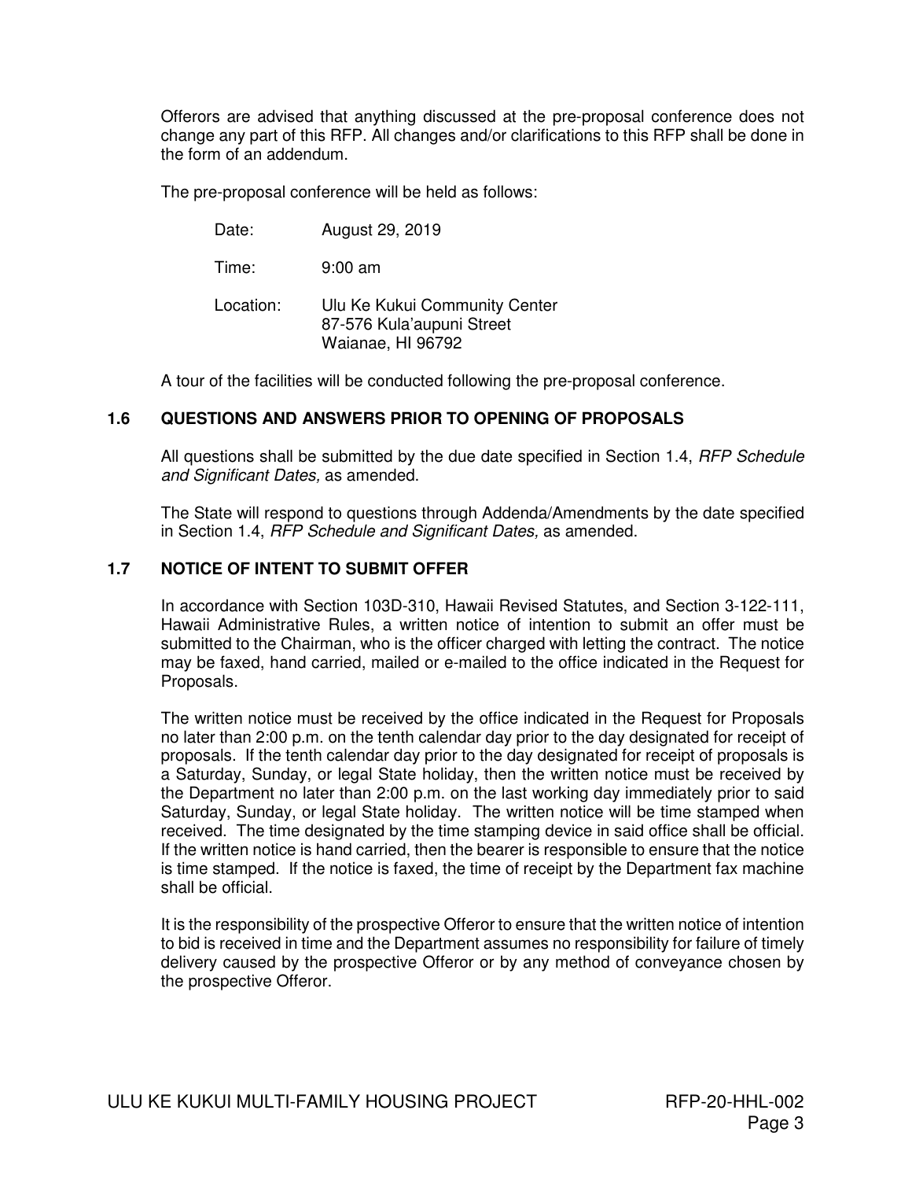Offerors are advised that anything discussed at the pre-proposal conference does not change any part of this RFP. All changes and/or clarifications to this RFP shall be done in the form of an addendum.

The pre-proposal conference will be held as follows:

| | |
|---|---|
| Date: | August 29, 2019 |
| Time: | 9:00 am |
| Location: | Ulu Ke Kukui Community Center<br>87-576 Kula'aupuni Street<br>Waianae, HI 96792 |

A tour of the facilities will be conducted following the pre-proposal conference.

### 1.6 QUESTIONS AND ANSWERS PRIOR TO OPENING OF PROPOSALS

All questions shall be submitted by the due date specified in Section 1.4, *RFP Schedule and Significant Dates,* as amended.

The State will respond to questions through Addenda/Amendments by the date specified in Section 1.4, *RFP Schedule and Significant Dates,* as amended.

### 1.7 NOTICE OF INTENT TO SUBMIT OFFER

In accordance with Section 103D-310, Hawaii Revised Statutes, and Section 3-122-111, Hawaii Administrative Rules, a written notice of intention to submit an offer must be submitted to the Chairman, who is the officer charged with letting the contract. The notice may be faxed, hand carried, mailed or e-mailed to the office indicated in the Request for Proposals.

The written notice must be received by the office indicated in the Request for Proposals no later than 2:00 p.m. on the tenth calendar day prior to the day designated for receipt of proposals. If the tenth calendar day prior to the day designated for receipt of proposals is a Saturday, Sunday, or legal State holiday, then the written notice must be received by the Department no later than 2:00 p.m. on the last working day immediately prior to said Saturday, Sunday, or legal State holiday. The written notice will be time stamped when received. The time designated by the time stamping device in said office shall be official. If the written notice is hand carried, then the bearer is responsible to ensure that the notice is time stamped. If the notice is faxed, the time of receipt by the Department fax machine shall be official.

It is the responsibility of the prospective Offeror to ensure that the written notice of intention to bid is received in time and the Department assumes no responsibility for failure of timely delivery caused by the prospective Offeror or by any method of conveyance chosen by the prospective Offeror.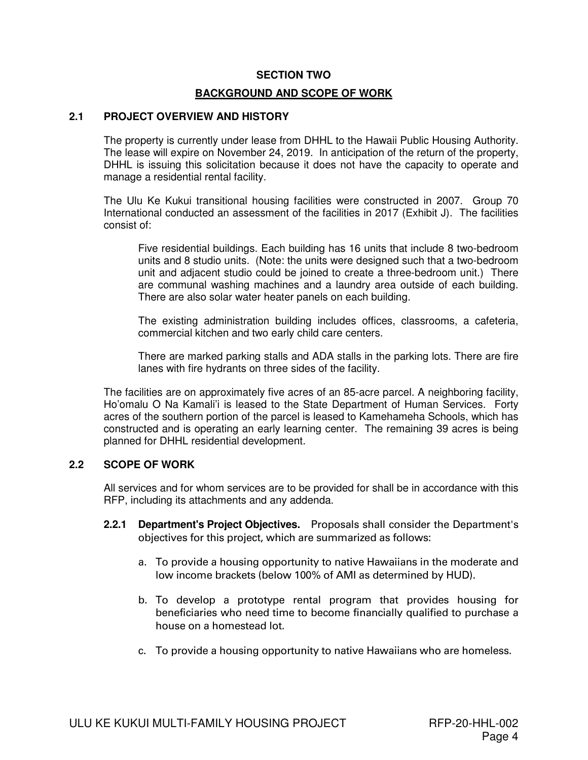## SECTION TWO

## BACKGROUND AND SCOPE OF WORK

### 2.1 PROJECT OVERVIEW AND HISTORY

The property is currently under lease from DHHL to the Hawaii Public Housing Authority. The lease will expire on November 24, 2019. In anticipation of the return of the property, DHHL is issuing this solicitation because it does not have the capacity to operate and manage a residential rental facility.

The Ulu Ke Kukui transitional housing facilities were constructed in 2007. Group 70 International conducted an assessment of the facilities in 2017 (Exhibit J). The facilities consist of:

> Five residential buildings. Each building has 16 units that include 8 two-bedroom units and 8 studio units. (Note: the units were designed such that a two-bedroom unit and adjacent studio could be joined to create a three-bedroom unit.) There are communal washing machines and a laundry area outside of each building. There are also solar water heater panels on each building.
>
> The existing administration building includes offices, classrooms, a cafeteria, commercial kitchen and two early child care centers.
>
> There are marked parking stalls and ADA stalls in the parking lots. There are fire lanes with fire hydrants on three sides of the facility.

The facilities are on approximately five acres of an 85-acre parcel. A neighboring facility, Ho'omalu O Na Kamali'i is leased to the State Department of Human Services. Forty acres of the southern portion of the parcel is leased to Kamehameha Schools, which has constructed and is operating an early learning center. The remaining 39 acres is being planned for DHHL residential development.

### 2.2 SCOPE OF WORK

All services and for whom services are to be provided for shall be in accordance with this RFP, including its attachments and any addenda.

**2.2.1 Department's Project Objectives.** Proposals shall consider the Department's objectives for this project, which are summarized as follows:

a. To provide a housing opportunity to native Hawaiians in the moderate and low income brackets (below 100% of AMI as determined by HUD).

b. To develop a prototype rental program that provides housing for beneficiaries who need time to become financially qualified to purchase a house on a homestead lot.

c. To provide a housing opportunity to native Hawaiians who are homeless.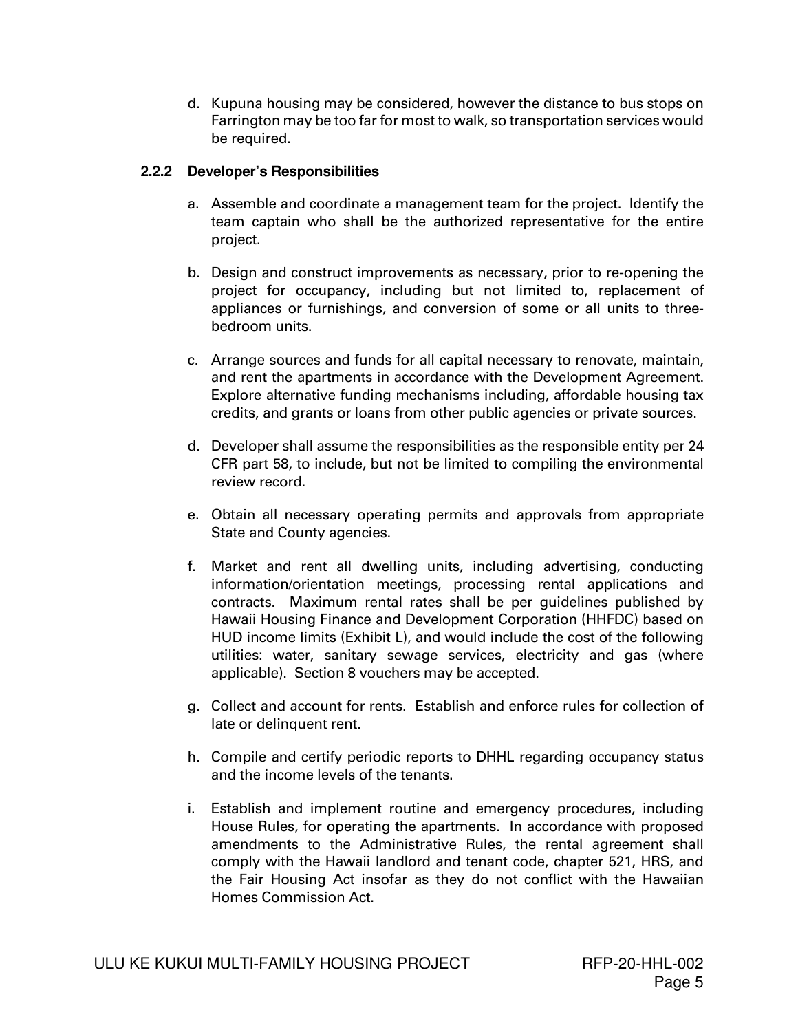d. Kupuna housing may be considered, however the distance to bus stops on Farrington may be too far for most to walk, so transportation services would be required.

### 2.2.2 Developer's Responsibilities

a. Assemble and coordinate a management team for the project. Identify the team captain who shall be the authorized representative for the entire project.

b. Design and construct improvements as necessary, prior to re-opening the project for occupancy, including but not limited to, replacement of appliances or furnishings, and conversion of some or all units to three-bedroom units.

c. Arrange sources and funds for all capital necessary to renovate, maintain, and rent the apartments in accordance with the Development Agreement. Explore alternative funding mechanisms including, affordable housing tax credits, and grants or loans from other public agencies or private sources.

d. Developer shall assume the responsibilities as the responsible entity per 24 CFR part 58, to include, but not be limited to compiling the environmental review record.

e. Obtain all necessary operating permits and approvals from appropriate State and County agencies.

f. Market and rent all dwelling units, including advertising, conducting information/orientation meetings, processing rental applications and contracts. Maximum rental rates shall be per guidelines published by Hawaii Housing Finance and Development Corporation (HHFDC) based on HUD income limits (Exhibit L), and would include the cost of the following utilities: water, sanitary sewage services, electricity and gas (where applicable). Section 8 vouchers may be accepted.

g. Collect and account for rents. Establish and enforce rules for collection of late or delinquent rent.

h. Compile and certify periodic reports to DHHL regarding occupancy status and the income levels of the tenants.

i. Establish and implement routine and emergency procedures, including House Rules, for operating the apartments. In accordance with proposed amendments to the Administrative Rules, the rental agreement shall comply with the Hawaii landlord and tenant code, chapter 521, HRS, and the Fair Housing Act insofar as they do not conflict with the Hawaiian Homes Commission Act.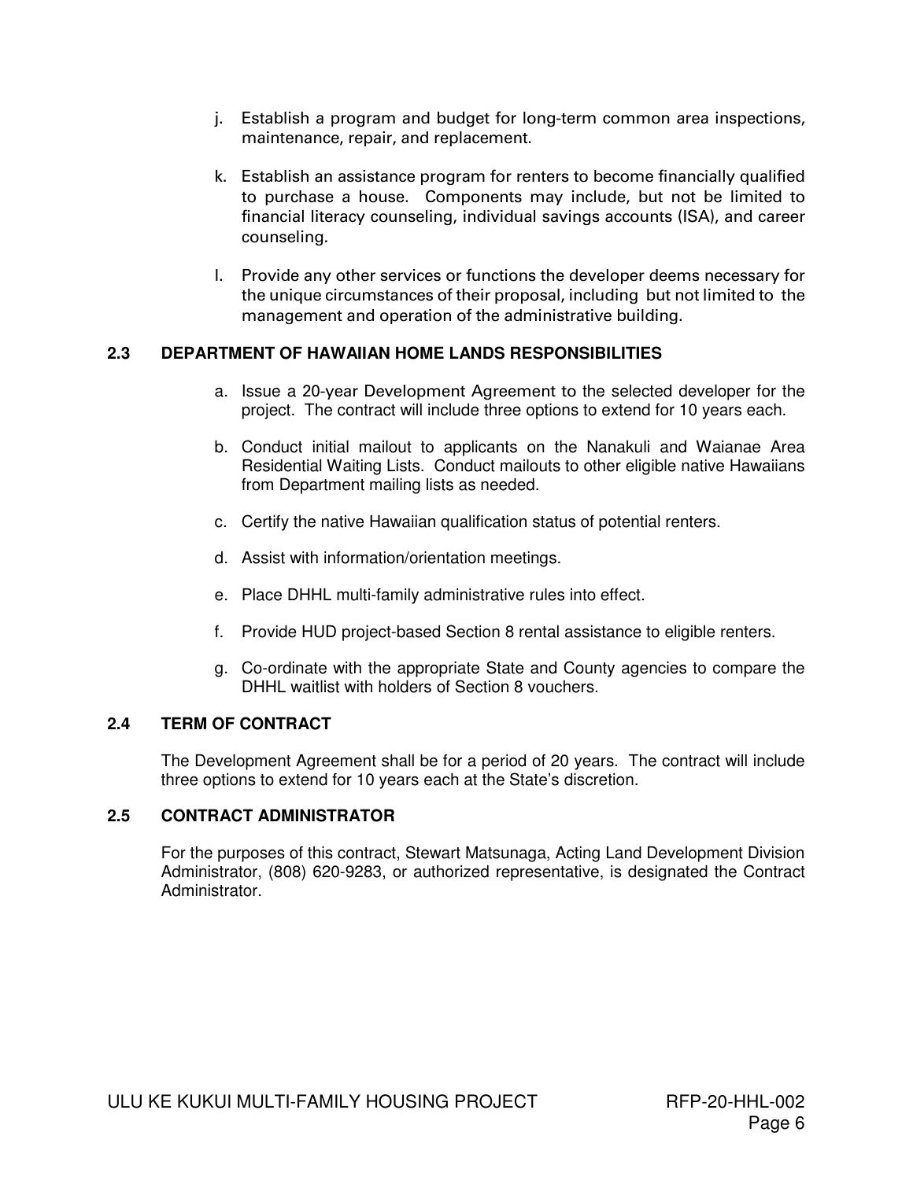j. Establish a program and budget for long-term common area inspections, maintenance, repair, and replacement.

k. Establish an assistance program for renters to become financially qualified to purchase a house. Components may include, but not be limited to financial literacy counseling, individual savings accounts (ISA), and career counseling.

l. Provide any other services or functions the developer deems necessary for the unique circumstances of their proposal, including but not limited to the management and operation of the administrative building.

### 2.3 DEPARTMENT OF HAWAIIAN HOME LANDS RESPONSIBILITIES

a. Issue a 20-year Development Agreement to the selected developer for the project. The contract will include three options to extend for 10 years each.

b. Conduct initial mailout to applicants on the Nanakuli and Waianae Area Residential Waiting Lists. Conduct mailouts to other eligible native Hawaiians from Department mailing lists as needed.

c. Certify the native Hawaiian qualification status of potential renters.

d. Assist with information/orientation meetings.

e. Place DHHL multi-family administrative rules into effect.

f. Provide HUD project-based Section 8 rental assistance to eligible renters.

g. Co-ordinate with the appropriate State and County agencies to compare the DHHL waitlist with holders of Section 8 vouchers.

### 2.4 TERM OF CONTRACT

The Development Agreement shall be for a period of 20 years. The contract will include three options to extend for 10 years each at the State's discretion.

### 2.5 CONTRACT ADMINISTRATOR

For the purposes of this contract, Stewart Matsunaga, Acting Land Development Division Administrator, (808) 620-9283, or authorized representative, is designated the Contract Administrator.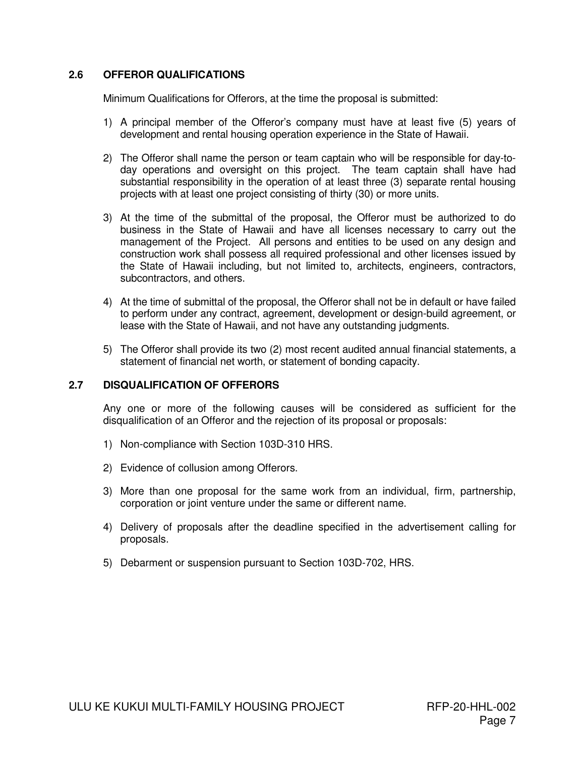## 2.6 OFFEROR QUALIFICATIONS

Minimum Qualifications for Offerors, at the time the proposal is submitted:

1) A principal member of the Offeror's company must have at least five (5) years of development and rental housing operation experience in the State of Hawaii.

2) The Offeror shall name the person or team captain who will be responsible for day-to-day operations and oversight on this project. The team captain shall have had substantial responsibility in the operation of at least three (3) separate rental housing projects with at least one project consisting of thirty (30) or more units.

3) At the time of the submittal of the proposal, the Offeror must be authorized to do business in the State of Hawaii and have all licenses necessary to carry out the management of the Project. All persons and entities to be used on any design and construction work shall possess all required professional and other licenses issued by the State of Hawaii including, but not limited to, architects, engineers, contractors, subcontractors, and others.

4) At the time of submittal of the proposal, the Offeror shall not be in default or have failed to perform under any contract, agreement, development or design-build agreement, or lease with the State of Hawaii, and not have any outstanding judgments.

5) The Offeror shall provide its two (2) most recent audited annual financial statements, a statement of financial net worth, or statement of bonding capacity.

## 2.7 DISQUALIFICATION OF OFFERORS

Any one or more of the following causes will be considered as sufficient for the disqualification of an Offeror and the rejection of its proposal or proposals:

1) Non-compliance with Section 103D-310 HRS.

2) Evidence of collusion among Offerors.

3) More than one proposal for the same work from an individual, firm, partnership, corporation or joint venture under the same or different name.

4) Delivery of proposals after the deadline specified in the advertisement calling for proposals.

5) Debarment or suspension pursuant to Section 103D-702, HRS.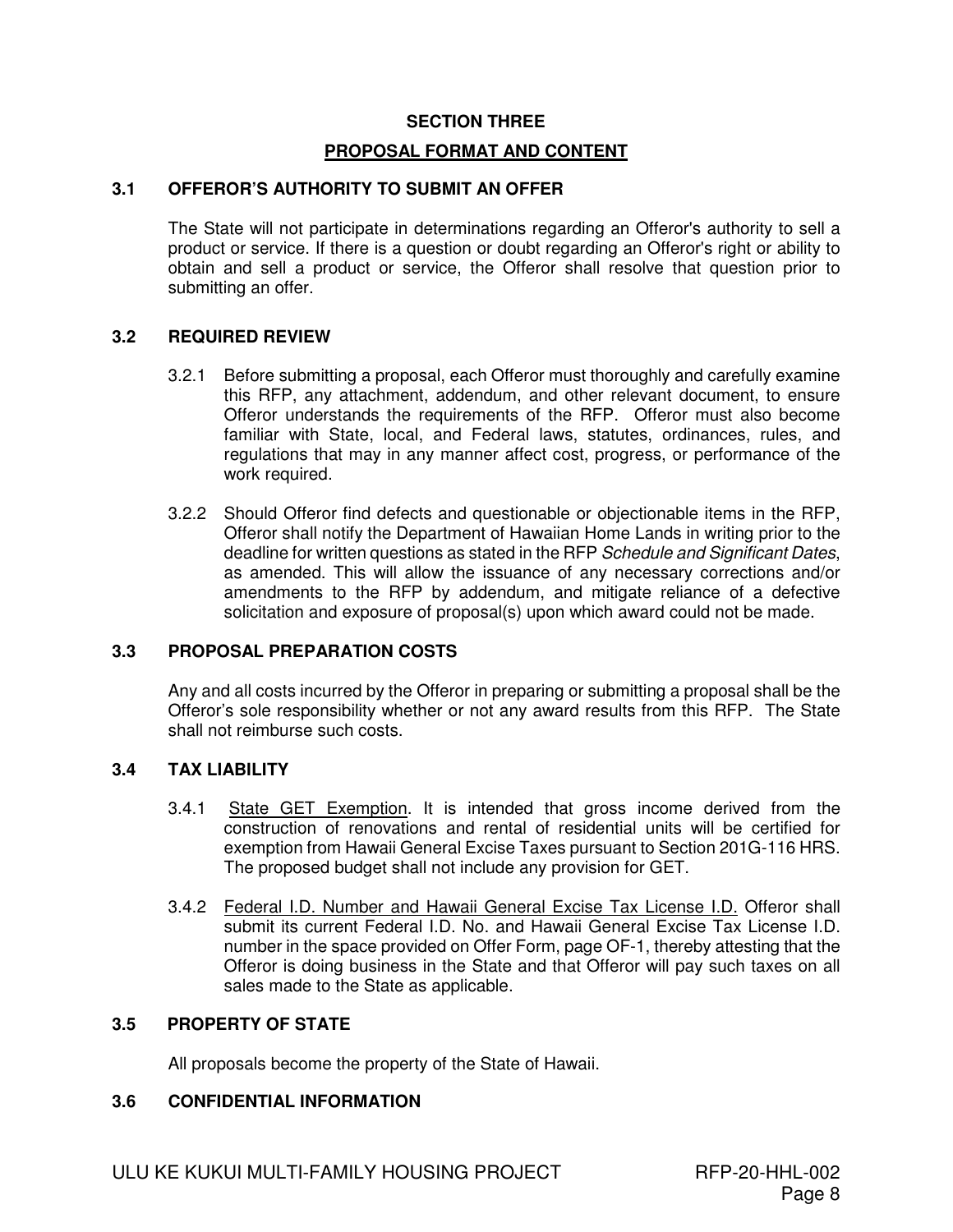## SECTION THREE

## PROPOSAL FORMAT AND CONTENT

### 3.1 OFFEROR'S AUTHORITY TO SUBMIT AN OFFER

The State will not participate in determinations regarding an Offeror's authority to sell a product or service. If there is a question or doubt regarding an Offeror's right or ability to obtain and sell a product or service, the Offeror shall resolve that question prior to submitting an offer.

### 3.2 REQUIRED REVIEW

3.2.1 Before submitting a proposal, each Offeror must thoroughly and carefully examine this RFP, any attachment, addendum, and other relevant document, to ensure Offeror understands the requirements of the RFP. Offeror must also become familiar with State, local, and Federal laws, statutes, ordinances, rules, and regulations that may in any manner affect cost, progress, or performance of the work required.

3.2.2 Should Offeror find defects and questionable or objectionable items in the RFP, Offeror shall notify the Department of Hawaiian Home Lands in writing prior to the deadline for written questions as stated in the RFP *Schedule and Significant Dates*, as amended. This will allow the issuance of any necessary corrections and/or amendments to the RFP by addendum, and mitigate reliance of a defective solicitation and exposure of proposal(s) upon which award could not be made.

### 3.3 PROPOSAL PREPARATION COSTS

Any and all costs incurred by the Offeror in preparing or submitting a proposal shall be the Offeror's sole responsibility whether or not any award results from this RFP. The State shall not reimburse such costs.

### 3.4 TAX LIABILITY

3.4.1 State GET Exemption. It is intended that gross income derived from the construction of renovations and rental of residential units will be certified for exemption from Hawaii General Excise Taxes pursuant to Section 201G-116 HRS. The proposed budget shall not include any provision for GET.

3.4.2 Federal I.D. Number and Hawaii General Excise Tax License I.D. Offeror shall submit its current Federal I.D. No. and Hawaii General Excise Tax License I.D. number in the space provided on Offer Form, page OF-1, thereby attesting that the Offeror is doing business in the State and that Offeror will pay such taxes on all sales made to the State as applicable.

### 3.5 PROPERTY OF STATE

All proposals become the property of the State of Hawaii.

### 3.6 CONFIDENTIAL INFORMATION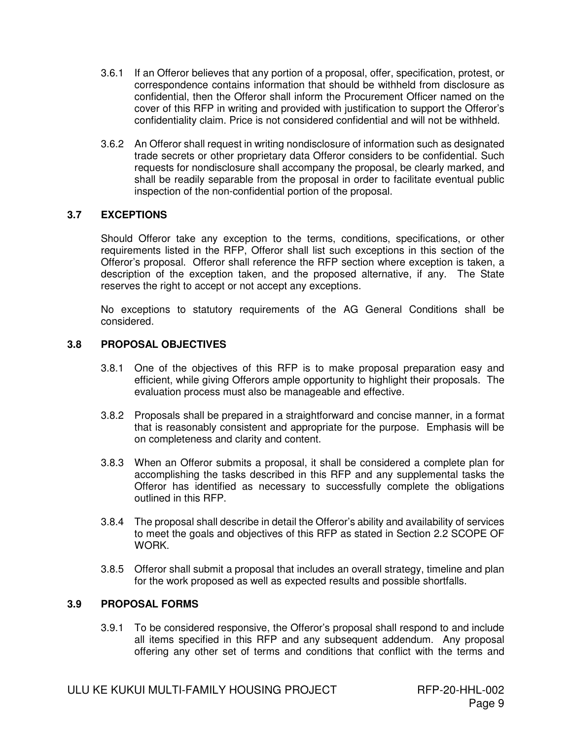3.6.1 If an Offeror believes that any portion of a proposal, offer, specification, protest, or correspondence contains information that should be withheld from disclosure as confidential, then the Offeror shall inform the Procurement Officer named on the cover of this RFP in writing and provided with justification to support the Offeror's confidentiality claim. Price is not considered confidential and will not be withheld.

3.6.2 An Offeror shall request in writing nondisclosure of information such as designated trade secrets or other proprietary data Offeror considers to be confidential. Such requests for nondisclosure shall accompany the proposal, be clearly marked, and shall be readily separable from the proposal in order to facilitate eventual public inspection of the non-confidential portion of the proposal.

## 3.7 EXCEPTIONS

Should Offeror take any exception to the terms, conditions, specifications, or other requirements listed in the RFP, Offeror shall list such exceptions in this section of the Offeror's proposal. Offeror shall reference the RFP section where exception is taken, a description of the exception taken, and the proposed alternative, if any. The State reserves the right to accept or not accept any exceptions.

No exceptions to statutory requirements of the AG General Conditions shall be considered.

## 3.8 PROPOSAL OBJECTIVES

3.8.1 One of the objectives of this RFP is to make proposal preparation easy and efficient, while giving Offerors ample opportunity to highlight their proposals. The evaluation process must also be manageable and effective.

3.8.2 Proposals shall be prepared in a straightforward and concise manner, in a format that is reasonably consistent and appropriate for the purpose. Emphasis will be on completeness and clarity and content.

3.8.3 When an Offeror submits a proposal, it shall be considered a complete plan for accomplishing the tasks described in this RFP and any supplemental tasks the Offeror has identified as necessary to successfully complete the obligations outlined in this RFP.

3.8.4 The proposal shall describe in detail the Offeror's ability and availability of services to meet the goals and objectives of this RFP as stated in Section 2.2 SCOPE OF WORK.

3.8.5 Offeror shall submit a proposal that includes an overall strategy, timeline and plan for the work proposed as well as expected results and possible shortfalls.

## 3.9 PROPOSAL FORMS

3.9.1 To be considered responsive, the Offeror's proposal shall respond to and include all items specified in this RFP and any subsequent addendum. Any proposal offering any other set of terms and conditions that conflict with the terms and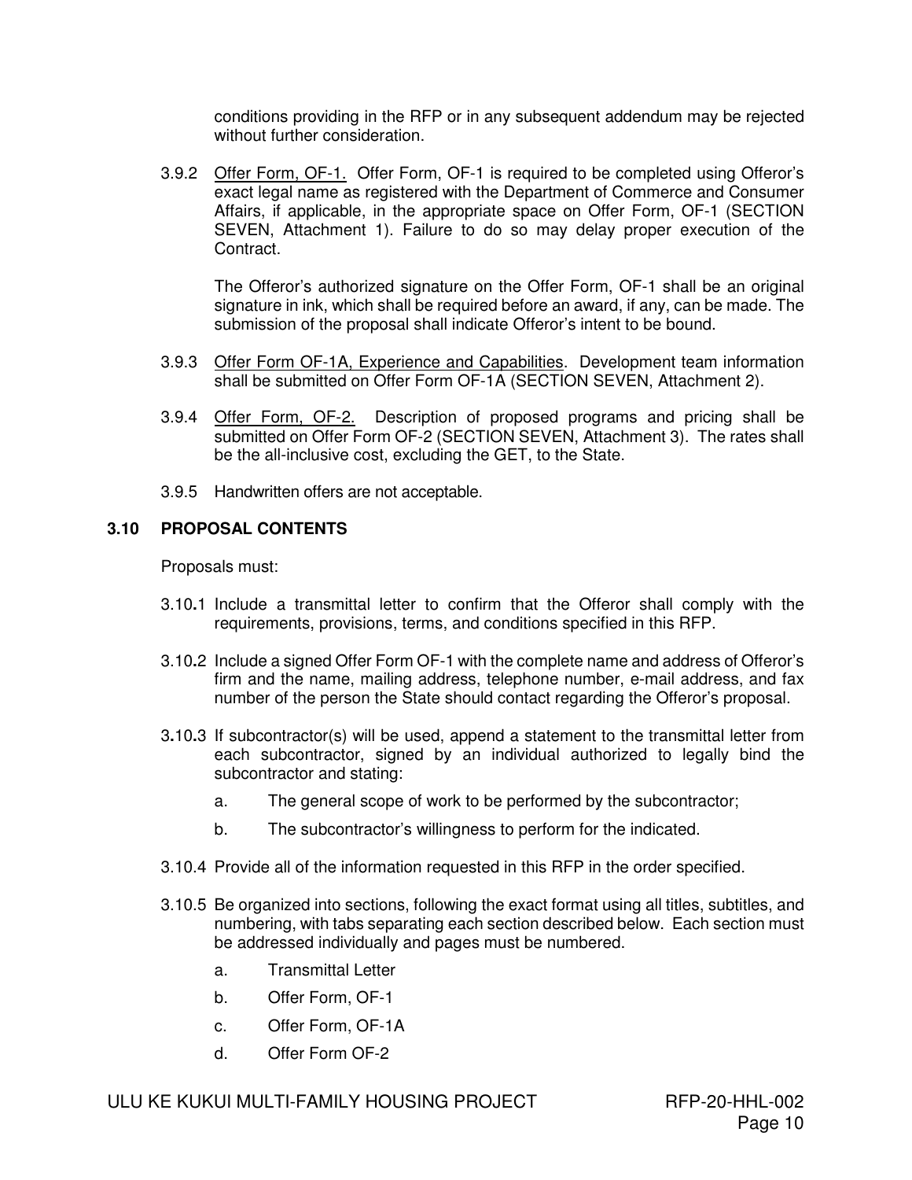conditions providing in the RFP or in any subsequent addendum may be rejected without further consideration.

3.9.2 Offer Form, OF-1. Offer Form, OF-1 is required to be completed using Offeror's exact legal name as registered with the Department of Commerce and Consumer Affairs, if applicable, in the appropriate space on Offer Form, OF-1 (SECTION SEVEN, Attachment 1). Failure to do so may delay proper execution of the Contract.

The Offeror's authorized signature on the Offer Form, OF-1 shall be an original signature in ink, which shall be required before an award, if any, can be made. The submission of the proposal shall indicate Offeror's intent to be bound.

3.9.3 Offer Form OF-1A, Experience and Capabilities. Development team information shall be submitted on Offer Form OF-1A (SECTION SEVEN, Attachment 2).

3.9.4 Offer Form, OF-2. Description of proposed programs and pricing shall be submitted on Offer Form OF-2 (SECTION SEVEN, Attachment 3). The rates shall be the all-inclusive cost, excluding the GET, to the State.

3.9.5 Handwritten offers are not acceptable.

## 3.10 PROPOSAL CONTENTS

Proposals must:

3.10.1 Include a transmittal letter to confirm that the Offeror shall comply with the requirements, provisions, terms, and conditions specified in this RFP.

3.10.2 Include a signed Offer Form OF-1 with the complete name and address of Offeror's firm and the name, mailing address, telephone number, e-mail address, and fax number of the person the State should contact regarding the Offeror's proposal.

3.10.3 If subcontractor(s) will be used, append a statement to the transmittal letter from each subcontractor, signed by an individual authorized to legally bind the subcontractor and stating:

a. The general scope of work to be performed by the subcontractor;

b. The subcontractor's willingness to perform for the indicated.

3.10.4 Provide all of the information requested in this RFP in the order specified.

3.10.5 Be organized into sections, following the exact format using all titles, subtitles, and numbering, with tabs separating each section described below. Each section must be addressed individually and pages must be numbered.

a. Transmittal Letter

b. Offer Form, OF-1

c. Offer Form, OF-1A

d. Offer Form OF-2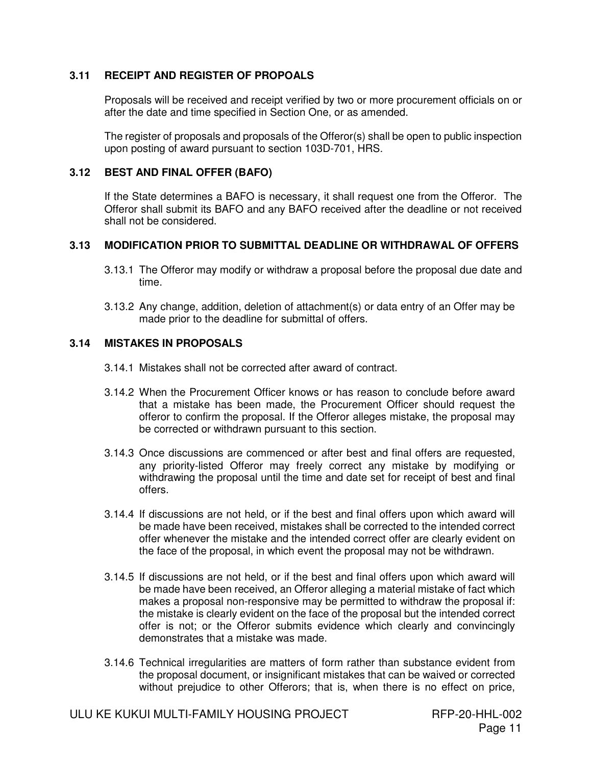### 3.11 RECEIPT AND REGISTER OF PROPOALS

Proposals will be received and receipt verified by two or more procurement officials on or after the date and time specified in Section One, or as amended.

The register of proposals and proposals of the Offeror(s) shall be open to public inspection upon posting of award pursuant to section 103D-701, HRS.

### 3.12 BEST AND FINAL OFFER (BAFO)

If the State determines a BAFO is necessary, it shall request one from the Offeror. The Offeror shall submit its BAFO and any BAFO received after the deadline or not received shall not be considered.

### 3.13 MODIFICATION PRIOR TO SUBMITTAL DEADLINE OR WITHDRAWAL OF OFFERS

3.13.1 The Offeror may modify or withdraw a proposal before the proposal due date and time.

3.13.2 Any change, addition, deletion of attachment(s) or data entry of an Offer may be made prior to the deadline for submittal of offers.

### 3.14 MISTAKES IN PROPOSALS

3.14.1 Mistakes shall not be corrected after award of contract.

3.14.2 When the Procurement Officer knows or has reason to conclude before award that a mistake has been made, the Procurement Officer should request the offeror to confirm the proposal. If the Offeror alleges mistake, the proposal may be corrected or withdrawn pursuant to this section.

3.14.3 Once discussions are commenced or after best and final offers are requested, any priority-listed Offeror may freely correct any mistake by modifying or withdrawing the proposal until the time and date set for receipt of best and final offers.

3.14.4 If discussions are not held, or if the best and final offers upon which award will be made have been received, mistakes shall be corrected to the intended correct offer whenever the mistake and the intended correct offer are clearly evident on the face of the proposal, in which event the proposal may not be withdrawn.

3.14.5 If discussions are not held, or if the best and final offers upon which award will be made have been received, an Offeror alleging a material mistake of fact which makes a proposal non-responsive may be permitted to withdraw the proposal if: the mistake is clearly evident on the face of the proposal but the intended correct offer is not; or the Offeror submits evidence which clearly and convincingly demonstrates that a mistake was made.

3.14.6 Technical irregularities are matters of form rather than substance evident from the proposal document, or insignificant mistakes that can be waived or corrected without prejudice to other Offerors; that is, when there is no effect on price,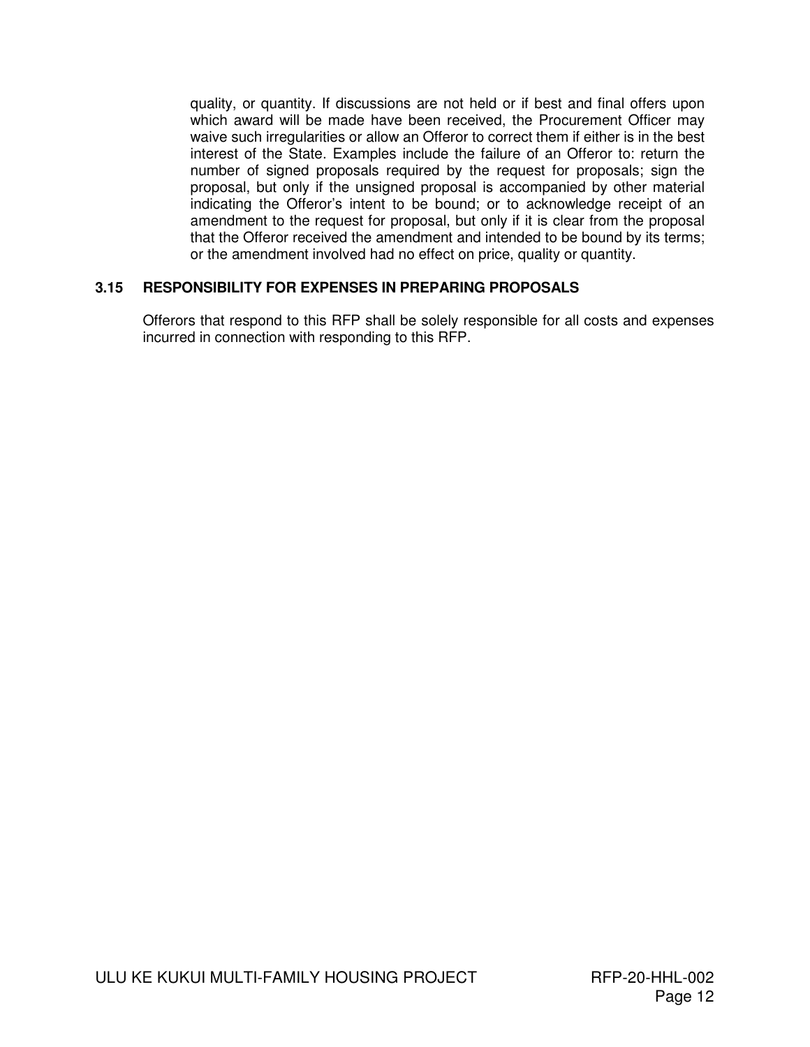quality, or quantity. If discussions are not held or if best and final offers upon which award will be made have been received, the Procurement Officer may waive such irregularities or allow an Offeror to correct them if either is in the best interest of the State. Examples include the failure of an Offeror to: return the number of signed proposals required by the request for proposals; sign the proposal, but only if the unsigned proposal is accompanied by other material indicating the Offeror's intent to be bound; or to acknowledge receipt of an amendment to the request for proposal, but only if it is clear from the proposal that the Offeror received the amendment and intended to be bound by its terms; or the amendment involved had no effect on price, quality or quantity.

### 3.15 RESPONSIBILITY FOR EXPENSES IN PREPARING PROPOSALS

Offerors that respond to this RFP shall be solely responsible for all costs and expenses incurred in connection with responding to this RFP.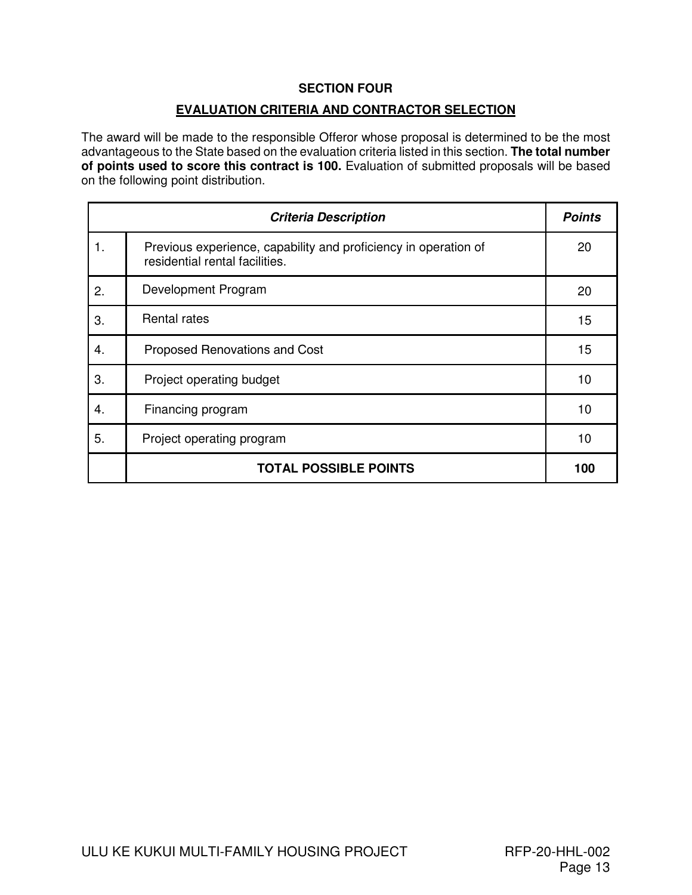# SECTION FOUR

## EVALUATION CRITERIA AND CONTRACTOR SELECTION

The award will be made to the responsible Offeror whose proposal is determined to be the most advantageous to the State based on the evaluation criteria listed in this section. **The total number of points used to score this contract is 100.** Evaluation of submitted proposals will be based on the following point distribution.

| | ***Criteria Description*** | ***Points*** |
|---|---|---|
| 1. | Previous experience, capability and proficiency in operation of residential rental facilities. | 20 |
| 2. | Development Program | 20 |
| 3. | Rental rates | 15 |
| 4. | Proposed Renovations and Cost | 15 |
| 3. | Project operating budget | 10 |
| 4. | Financing program | 10 |
| 5. | Project operating program | 10 |
| | **TOTAL POSSIBLE POINTS** | **100** |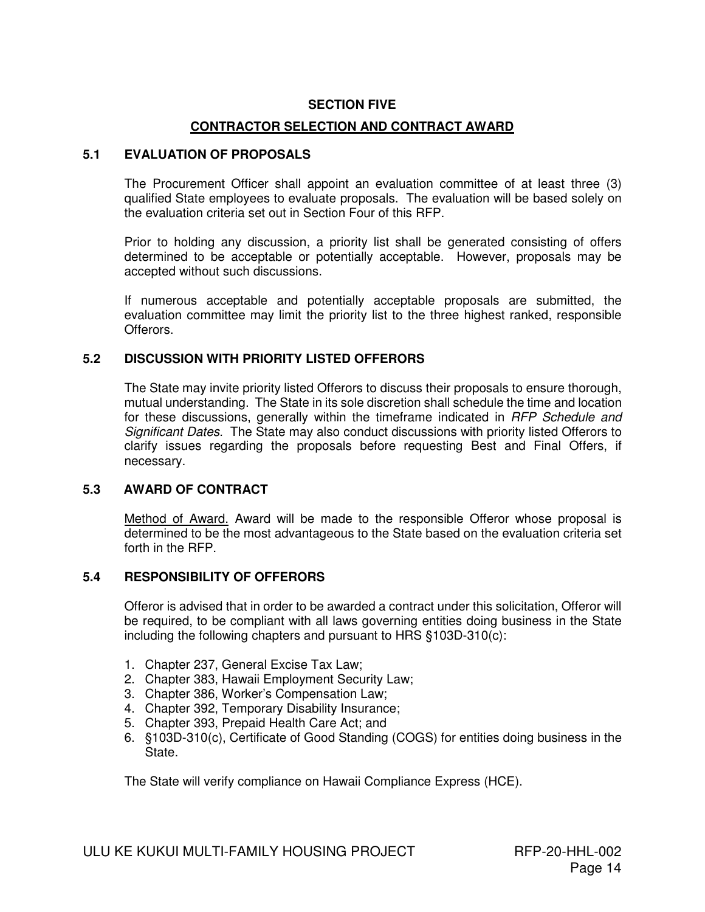## SECTION FIVE

## CONTRACTOR SELECTION AND CONTRACT AWARD

### 5.1 EVALUATION OF PROPOSALS

The Procurement Officer shall appoint an evaluation committee of at least three (3) qualified State employees to evaluate proposals. The evaluation will be based solely on the evaluation criteria set out in Section Four of this RFP.

Prior to holding any discussion, a priority list shall be generated consisting of offers determined to be acceptable or potentially acceptable. However, proposals may be accepted without such discussions.

If numerous acceptable and potentially acceptable proposals are submitted, the evaluation committee may limit the priority list to the three highest ranked, responsible Offerors.

### 5.2 DISCUSSION WITH PRIORITY LISTED OFFERORS

The State may invite priority listed Offerors to discuss their proposals to ensure thorough, mutual understanding. The State in its sole discretion shall schedule the time and location for these discussions, generally within the timeframe indicated in *RFP Schedule and Significant Dates.* The State may also conduct discussions with priority listed Offerors to clarify issues regarding the proposals before requesting Best and Final Offers, if necessary.

### 5.3 AWARD OF CONTRACT

Method of Award. Award will be made to the responsible Offeror whose proposal is determined to be the most advantageous to the State based on the evaluation criteria set forth in the RFP.

### 5.4 RESPONSIBILITY OF OFFERORS

Offeror is advised that in order to be awarded a contract under this solicitation, Offeror will be required, to be compliant with all laws governing entities doing business in the State including the following chapters and pursuant to HRS §103D-310(c):

1. Chapter 237, General Excise Tax Law;
2. Chapter 383, Hawaii Employment Security Law;
3. Chapter 386, Worker's Compensation Law;
4. Chapter 392, Temporary Disability Insurance;
5. Chapter 393, Prepaid Health Care Act; and
6. §103D-310(c), Certificate of Good Standing (COGS) for entities doing business in the State.

The State will verify compliance on Hawaii Compliance Express (HCE).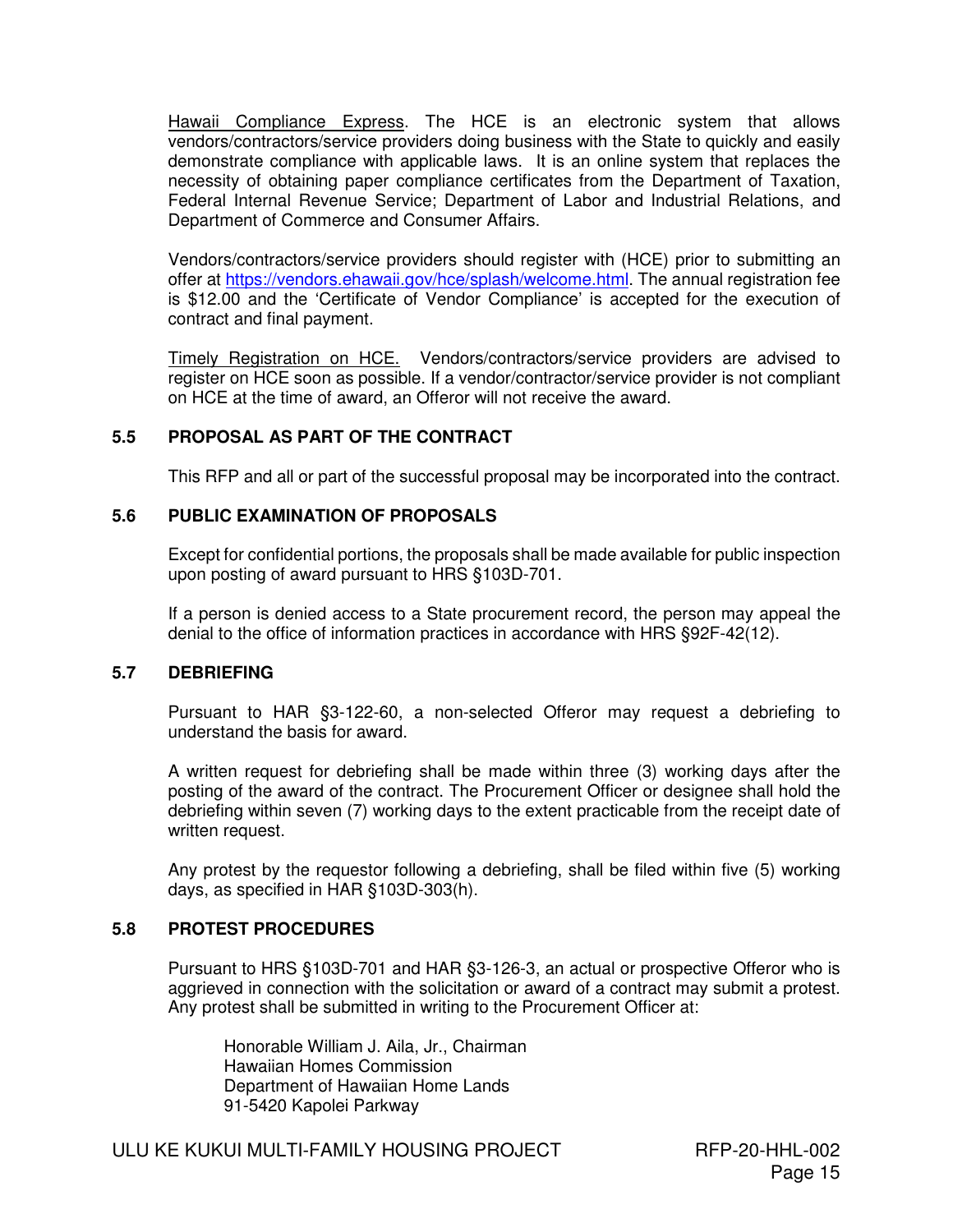Hawaii Compliance Express. The HCE is an electronic system that allows vendors/contractors/service providers doing business with the State to quickly and easily demonstrate compliance with applicable laws. It is an online system that replaces the necessity of obtaining paper compliance certificates from the Department of Taxation, Federal Internal Revenue Service; Department of Labor and Industrial Relations, and Department of Commerce and Consumer Affairs.

Vendors/contractors/service providers should register with (HCE) prior to submitting an offer at https://vendors.ehawaii.gov/hce/splash/welcome.html. The annual registration fee is $12.00 and the 'Certificate of Vendor Compliance' is accepted for the execution of contract and final payment.

Timely Registration on HCE. Vendors/contractors/service providers are advised to register on HCE soon as possible. If a vendor/contractor/service provider is not compliant on HCE at the time of award, an Offeror will not receive the award.

### 5.5 PROPOSAL AS PART OF THE CONTRACT

This RFP and all or part of the successful proposal may be incorporated into the contract.

### 5.6 PUBLIC EXAMINATION OF PROPOSALS

Except for confidential portions, the proposals shall be made available for public inspection upon posting of award pursuant to HRS §103D-701.

If a person is denied access to a State procurement record, the person may appeal the denial to the office of information practices in accordance with HRS §92F-42(12).

### 5.7 DEBRIEFING

Pursuant to HAR §3-122-60, a non-selected Offeror may request a debriefing to understand the basis for award.

A written request for debriefing shall be made within three (3) working days after the posting of the award of the contract. The Procurement Officer or designee shall hold the debriefing within seven (7) working days to the extent practicable from the receipt date of written request.

Any protest by the requestor following a debriefing, shall be filed within five (5) working days, as specified in HAR §103D-303(h).

### 5.8 PROTEST PROCEDURES

Pursuant to HRS §103D-701 and HAR §3-126-3, an actual or prospective Offeror who is aggrieved in connection with the solicitation or award of a contract may submit a protest. Any protest shall be submitted in writing to the Procurement Officer at:

Honorable William J. Aila, Jr., Chairman
Hawaiian Homes Commission
Department of Hawaiian Home Lands
91-5420 Kapolei Parkway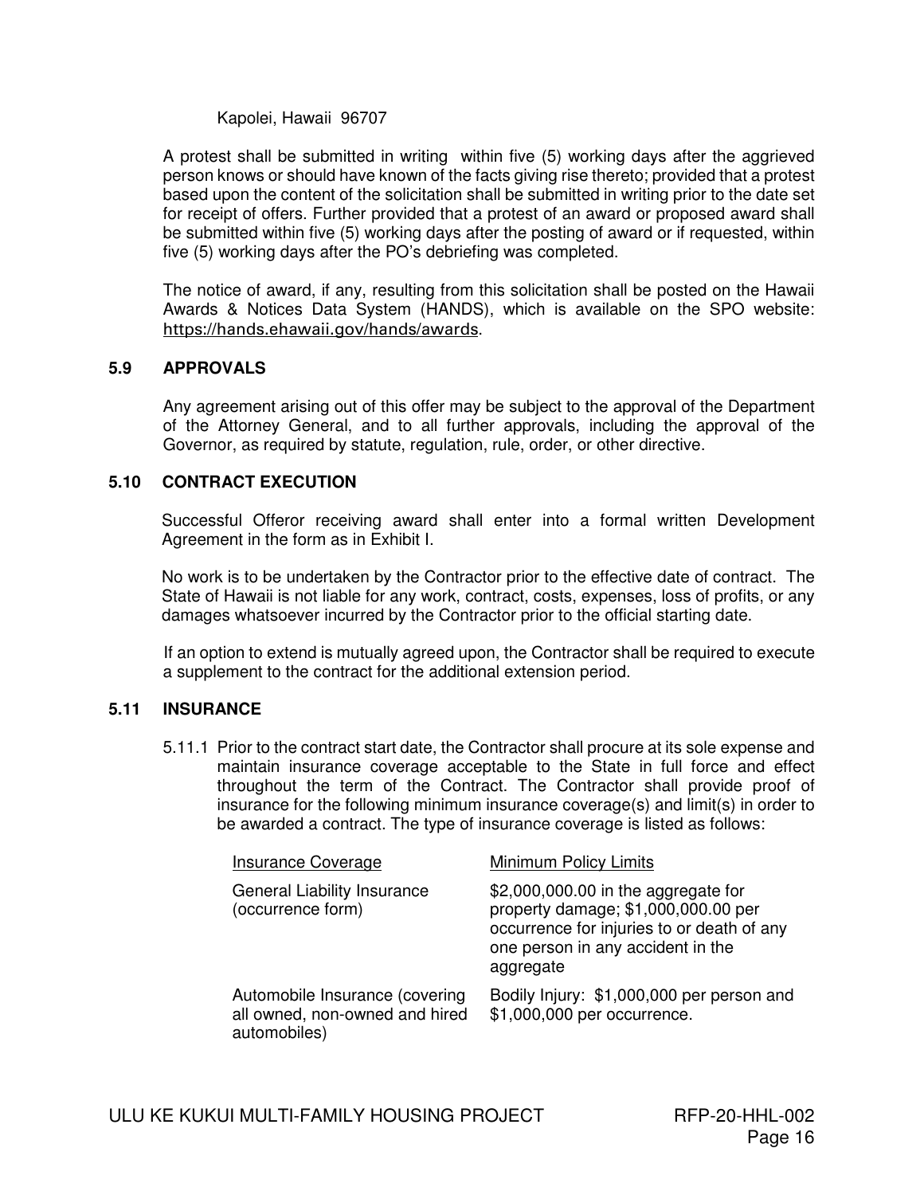Kapolei, Hawaii 96707

A protest shall be submitted in writing within five (5) working days after the aggrieved person knows or should have known of the facts giving rise thereto; provided that a protest based upon the content of the solicitation shall be submitted in writing prior to the date set for receipt of offers. Further provided that a protest of an award or proposed award shall be submitted within five (5) working days after the posting of award or if requested, within five (5) working days after the PO's debriefing was completed.

The notice of award, if any, resulting from this solicitation shall be posted on the Hawaii Awards & Notices Data System (HANDS), which is available on the SPO website: https://hands.ehawaii.gov/hands/awards.

### 5.9 APPROVALS

Any agreement arising out of this offer may be subject to the approval of the Department of the Attorney General, and to all further approvals, including the approval of the Governor, as required by statute, regulation, rule, order, or other directive.

### 5.10 CONTRACT EXECUTION

Successful Offeror receiving award shall enter into a formal written Development Agreement in the form as in Exhibit I.

No work is to be undertaken by the Contractor prior to the effective date of contract. The State of Hawaii is not liable for any work, contract, costs, expenses, loss of profits, or any damages whatsoever incurred by the Contractor prior to the official starting date.

If an option to extend is mutually agreed upon, the Contractor shall be required to execute a supplement to the contract for the additional extension period.

### 5.11 INSURANCE

5.11.1 Prior to the contract start date, the Contractor shall procure at its sole expense and maintain insurance coverage acceptable to the State in full force and effect throughout the term of the Contract. The Contractor shall provide proof of insurance for the following minimum insurance coverage(s) and limit(s) in order to be awarded a contract. The type of insurance coverage is listed as follows:

| Insurance Coverage | Minimum Policy Limits |
|---|---|
| General Liability Insurance (occurrence form) | $2,000,000.00 in the aggregate for property damage; $1,000,000.00 per occurrence for injuries to or death of any one person in any accident in the aggregate |
| Automobile Insurance (covering all owned, non-owned and hired automobiles) | Bodily Injury: $1,000,000 per person and $1,000,000 per occurrence. |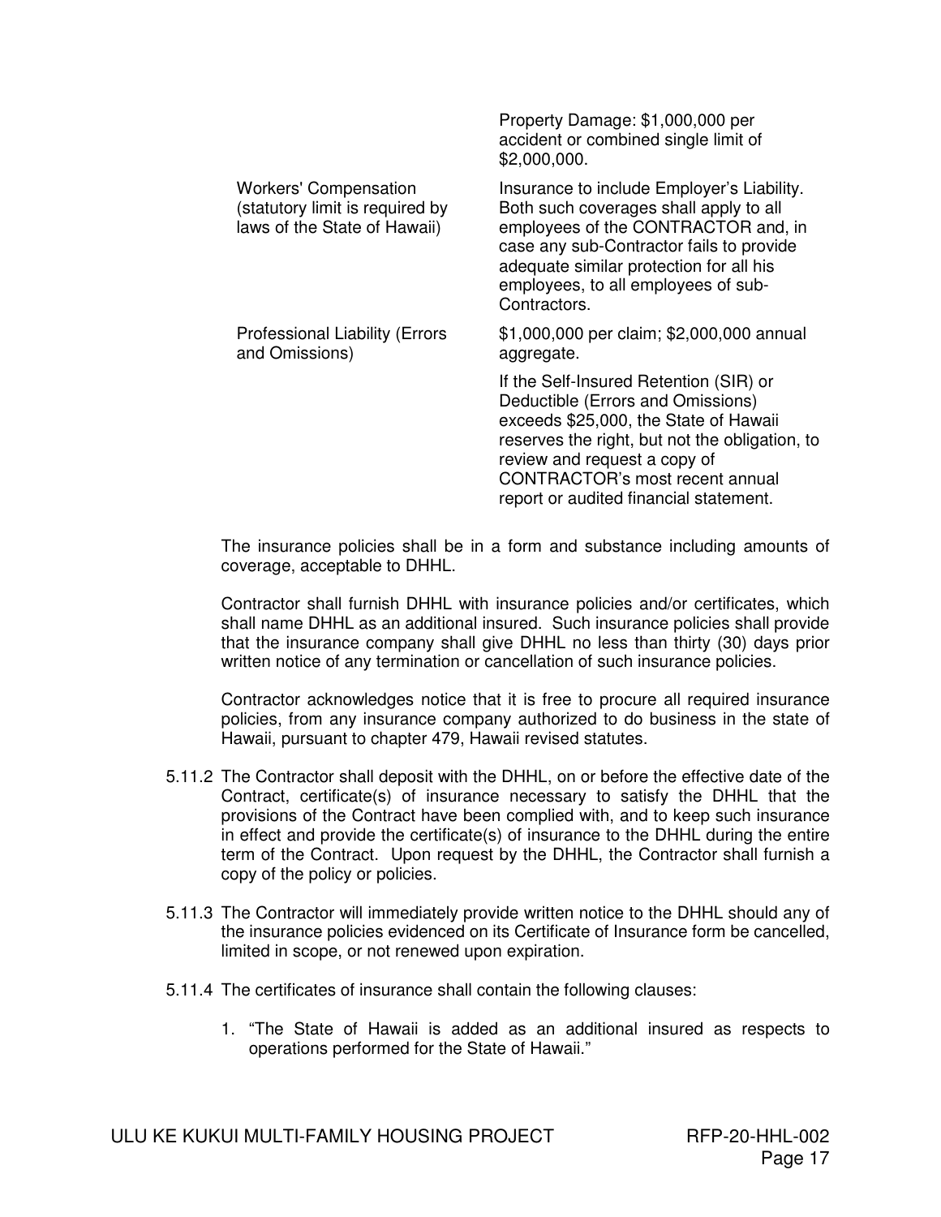| | |
|---|---|
| | Property Damage: $1,000,000 per accident or combined single limit of $2,000,000. |
| Workers' Compensation (statutory limit is required by laws of the State of Hawaii) | Insurance to include Employer's Liability. Both such coverages shall apply to all employees of the CONTRACTOR and, in case any sub-Contractor fails to provide adequate similar protection for all his employees, to all employees of sub-Contractors. |
| Professional Liability (Errors and Omissions) | $1,000,000 per claim; $2,000,000 annual aggregate.<br><br>If the Self-Insured Retention (SIR) or Deductible (Errors and Omissions) exceeds $25,000, the State of Hawaii reserves the right, but not the obligation, to review and request a copy of CONTRACTOR's most recent annual report or audited financial statement. |

The insurance policies shall be in a form and substance including amounts of coverage, acceptable to DHHL.

Contractor shall furnish DHHL with insurance policies and/or certificates, which shall name DHHL as an additional insured. Such insurance policies shall provide that the insurance company shall give DHHL no less than thirty (30) days prior written notice of any termination or cancellation of such insurance policies.

Contractor acknowledges notice that it is free to procure all required insurance policies, from any insurance company authorized to do business in the state of Hawaii, pursuant to chapter 479, Hawaii revised statutes.

5.11.2 The Contractor shall deposit with the DHHL, on or before the effective date of the Contract, certificate(s) of insurance necessary to satisfy the DHHL that the provisions of the Contract have been complied with, and to keep such insurance in effect and provide the certificate(s) of insurance to the DHHL during the entire term of the Contract. Upon request by the DHHL, the Contractor shall furnish a copy of the policy or policies.

5.11.3 The Contractor will immediately provide written notice to the DHHL should any of the insurance policies evidenced on its Certificate of Insurance form be cancelled, limited in scope, or not renewed upon expiration.

5.11.4 The certificates of insurance shall contain the following clauses:

1. "The State of Hawaii is added as an additional insured as respects to operations performed for the State of Hawaii."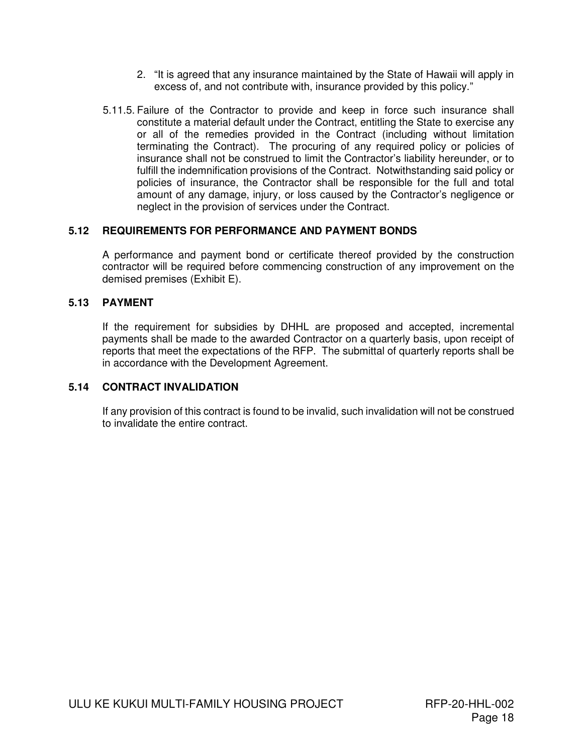2. "It is agreed that any insurance maintained by the State of Hawaii will apply in excess of, and not contribute with, insurance provided by this policy."

5.11.5. Failure of the Contractor to provide and keep in force such insurance shall constitute a material default under the Contract, entitling the State to exercise any or all of the remedies provided in the Contract (including without limitation terminating the Contract). The procuring of any required policy or policies of insurance shall not be construed to limit the Contractor's liability hereunder, or to fulfill the indemnification provisions of the Contract. Notwithstanding said policy or policies of insurance, the Contractor shall be responsible for the full and total amount of any damage, injury, or loss caused by the Contractor's negligence or neglect in the provision of services under the Contract.

### 5.12 REQUIREMENTS FOR PERFORMANCE AND PAYMENT BONDS

A performance and payment bond or certificate thereof provided by the construction contractor will be required before commencing construction of any improvement on the demised premises (Exhibit E).

### 5.13 PAYMENT

If the requirement for subsidies by DHHL are proposed and accepted, incremental payments shall be made to the awarded Contractor on a quarterly basis, upon receipt of reports that meet the expectations of the RFP. The submittal of quarterly reports shall be in accordance with the Development Agreement.

### 5.14 CONTRACT INVALIDATION

If any provision of this contract is found to be invalid, such invalidation will not be construed to invalidate the entire contract.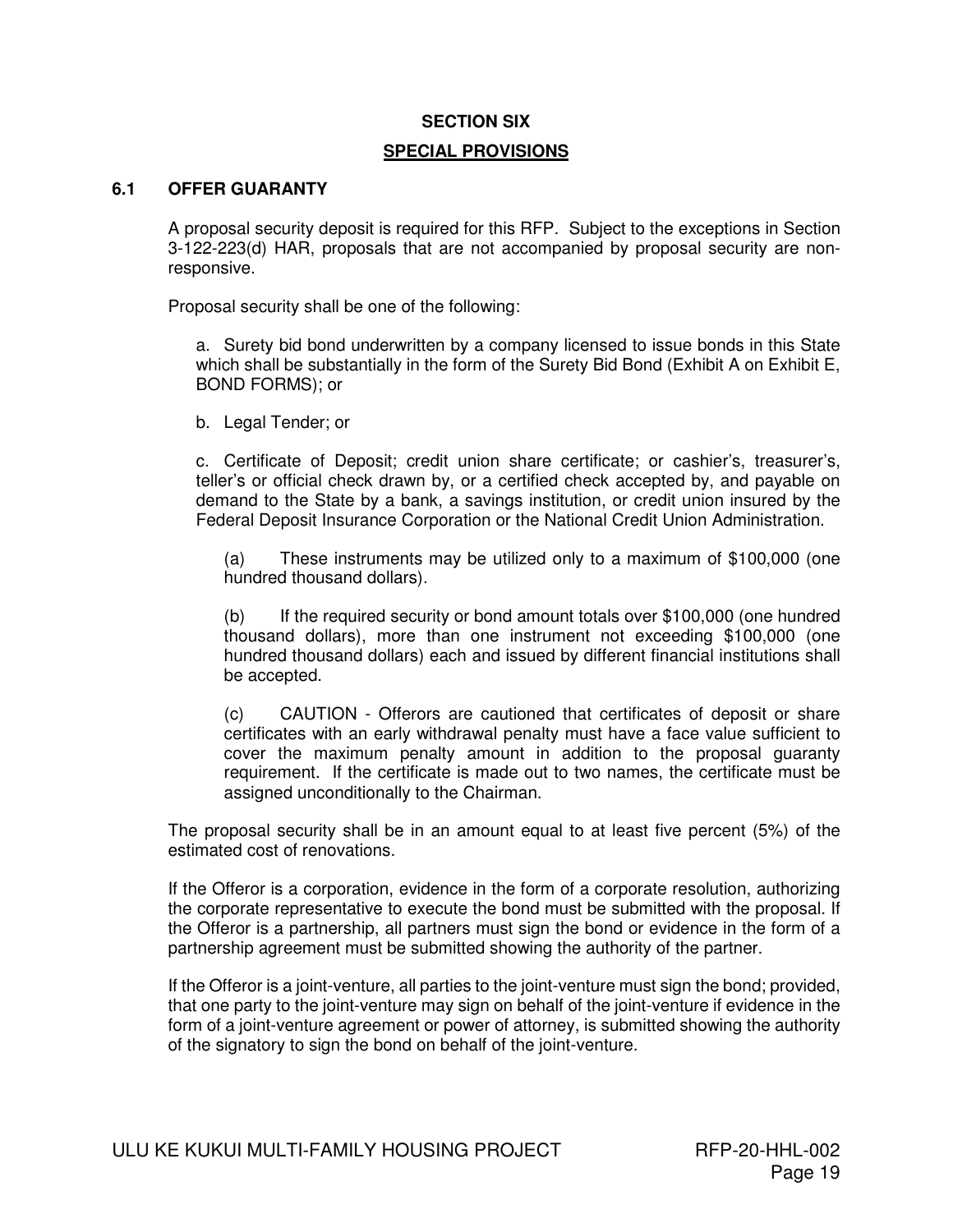# SECTION SIX

## SPECIAL PROVISIONS

### 6.1 OFFER GUARANTY

A proposal security deposit is required for this RFP. Subject to the exceptions in Section 3-122-223(d) HAR, proposals that are not accompanied by proposal security are non-responsive.

Proposal security shall be one of the following:

a. Surety bid bond underwritten by a company licensed to issue bonds in this State which shall be substantially in the form of the Surety Bid Bond (Exhibit A on Exhibit E, BOND FORMS); or

b. Legal Tender; or

c. Certificate of Deposit; credit union share certificate; or cashier's, treasurer's, teller's or official check drawn by, or a certified check accepted by, and payable on demand to the State by a bank, a savings institution, or credit union insured by the Federal Deposit Insurance Corporation or the National Credit Union Administration.

(a) These instruments may be utilized only to a maximum of $100,000 (one hundred thousand dollars).

(b) If the required security or bond amount totals over $100,000 (one hundred thousand dollars), more than one instrument not exceeding $100,000 (one hundred thousand dollars) each and issued by different financial institutions shall be accepted.

(c) CAUTION - Offerors are cautioned that certificates of deposit or share certificates with an early withdrawal penalty must have a face value sufficient to cover the maximum penalty amount in addition to the proposal guaranty requirement. If the certificate is made out to two names, the certificate must be assigned unconditionally to the Chairman.

The proposal security shall be in an amount equal to at least five percent (5%) of the estimated cost of renovations.

If the Offeror is a corporation, evidence in the form of a corporate resolution, authorizing the corporate representative to execute the bond must be submitted with the proposal. If the Offeror is a partnership, all partners must sign the bond or evidence in the form of a partnership agreement must be submitted showing the authority of the partner.

If the Offeror is a joint-venture, all parties to the joint-venture must sign the bond; provided, that one party to the joint-venture may sign on behalf of the joint-venture if evidence in the form of a joint-venture agreement or power of attorney, is submitted showing the authority of the signatory to sign the bond on behalf of the joint-venture.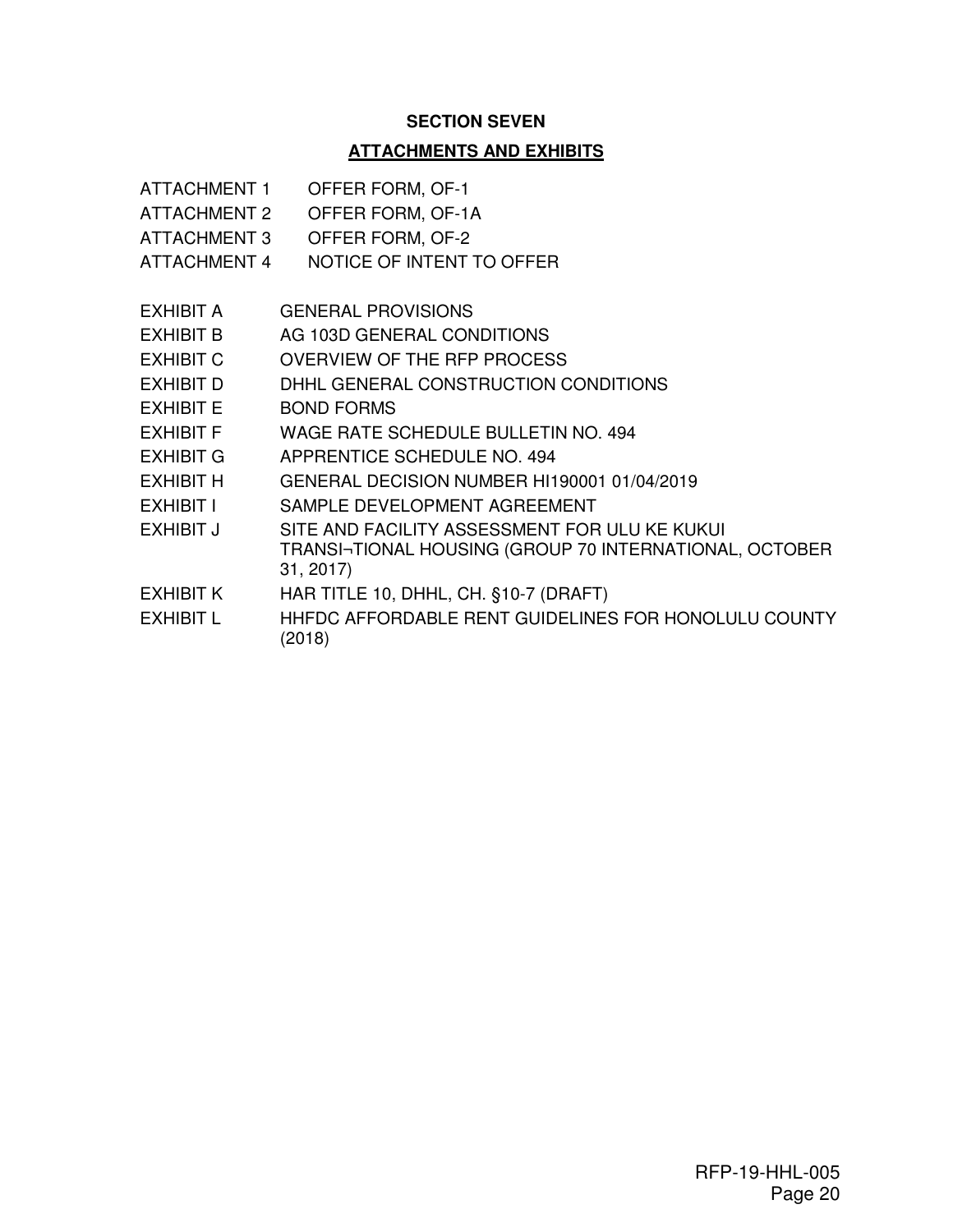## SECTION SEVEN

## ATTACHMENTS AND EXHIBITS

| | |
|---|---|
| ATTACHMENT 1 | OFFER FORM, OF-1 |
| ATTACHMENT 2 | OFFER FORM, OF-1A |
| ATTACHMENT 3 | OFFER FORM, OF-2 |
| ATTACHMENT 4 | NOTICE OF INTENT TO OFFER |

| | |
|---|---|
| EXHIBIT A | GENERAL PROVISIONS |
| EXHIBIT B | AG 103D GENERAL CONDITIONS |
| EXHIBIT C | OVERVIEW OF THE RFP PROCESS |
| EXHIBIT D | DHHL GENERAL CONSTRUCTION CONDITIONS |
| EXHIBIT E | BOND FORMS |
| EXHIBIT F | WAGE RATE SCHEDULE BULLETIN NO. 494 |
| EXHIBIT G | APPRENTICE SCHEDULE NO. 494 |
| EXHIBIT H | GENERAL DECISION NUMBER HI190001 01/04/2019 |
| EXHIBIT I | SAMPLE DEVELOPMENT AGREEMENT |
| EXHIBIT J | SITE AND FACILITY ASSESSMENT FOR ULU KE KUKUI TRANSI¬TIONAL HOUSING (GROUP 70 INTERNATIONAL, OCTOBER 31, 2017) |
| EXHIBIT K | HAR TITLE 10, DHHL, CH. §10-7 (DRAFT) |
| EXHIBIT L | HHFDC AFFORDABLE RENT GUIDELINES FOR HONOLULU COUNTY (2018) |